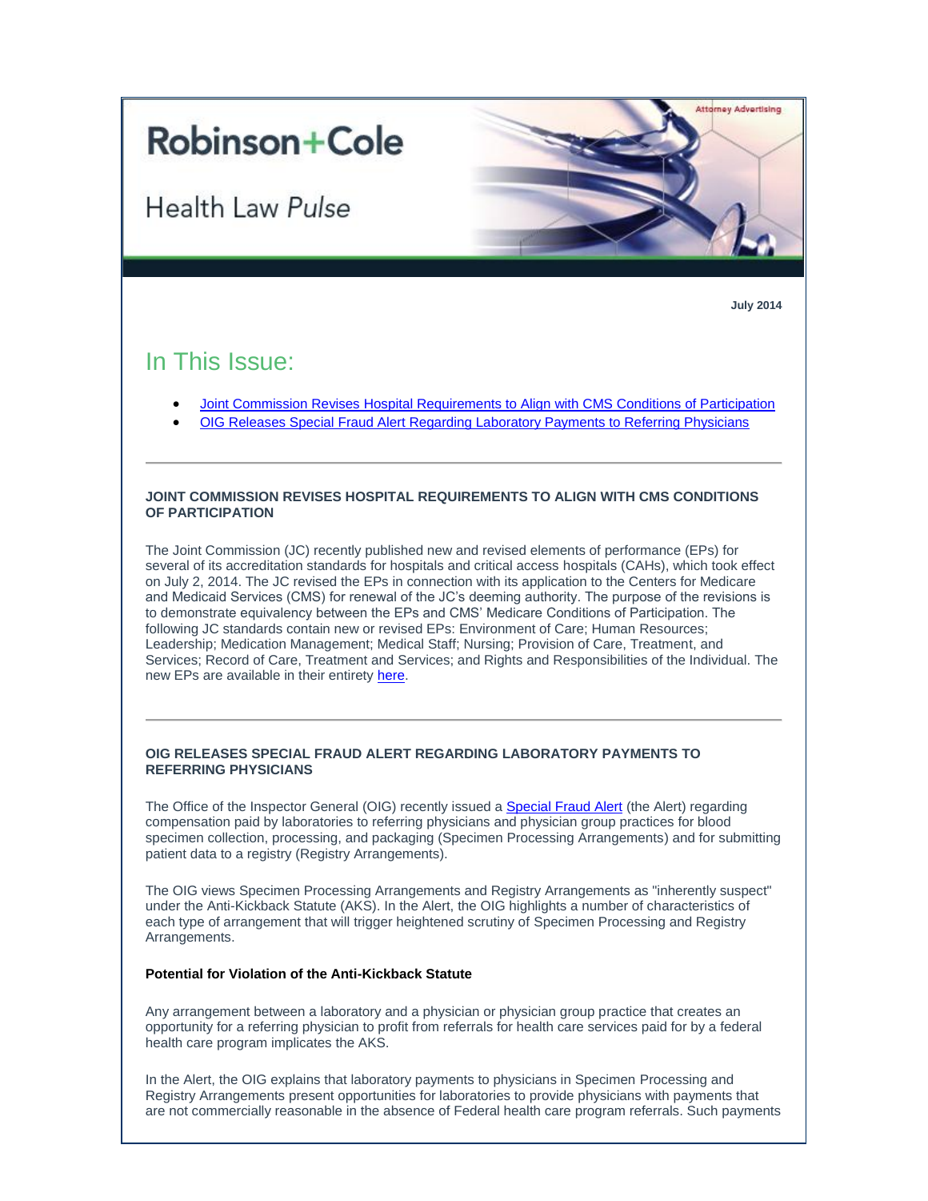# Robinson+Cole

## Health Law *Pulse*

Attorney Advertising

**July 2014**

## In This Issue:

- Joint Commission Revises Hospital Requirements to Align with CMS Conditions of Participation
- OIG Releases Special Fraud Alert Regarding Laboratory Payments to Referring Physicians

---

### JOINT COMMISSION REVISES HOSPITAL REQUIREMENTS TO ALIGN WITH CMS CONDITIONS OF PARTICIPATION

The Joint Commission (JC) recently published new and revised elements of performance (EPs) for several of its accreditation standards for hospitals and critical access hospitals (CAHs), which took effect on July 2, 2014. The JC revised the EPs in connection with its application to the Centers for Medicare and Medicaid Services (CMS) for renewal of the JC's deeming authority. The purpose of the revisions is to demonstrate equivalency between the EPs and CMS' Medicare Conditions of Participation. The following JC standards contain new or revised EPs: Environment of Care; Human Resources; Leadership; Medication Management; Medical Staff; Nursing; Provision of Care, Treatment, and Services; Record of Care, Treatment and Services; and Rights and Responsibilities of the Individual. The new EPs are available in their entirety here.

---

### OIG RELEASES SPECIAL FRAUD ALERT REGARDING LABORATORY PAYMENTS TO REFERRING PHYSICIANS

The Office of the Inspector General (OIG) recently issued a Special Fraud Alert (the Alert) regarding compensation paid by laboratories to referring physicians and physician group practices for blood specimen collection, processing, and packaging (Specimen Processing Arrangements) and for submitting patient data to a registry (Registry Arrangements).

The OIG views Specimen Processing Arrangements and Registry Arrangements as "inherently suspect" under the Anti-Kickback Statute (AKS). In the Alert, the OIG highlights a number of characteristics of each type of arrangement that will trigger heightened scrutiny of Specimen Processing and Registry Arrangements.

**Potential for Violation of the Anti-Kickback Statute**

Any arrangement between a laboratory and a physician or physician group practice that creates an opportunity for a referring physician to profit from referrals for health care services paid for by a federal health care program implicates the AKS.

In the Alert, the OIG explains that laboratory payments to physicians in Specimen Processing and Registry Arrangements present opportunities for laboratories to provide physicians with payments that are not commercially reasonable in the absence of Federal health care program referrals. Such payments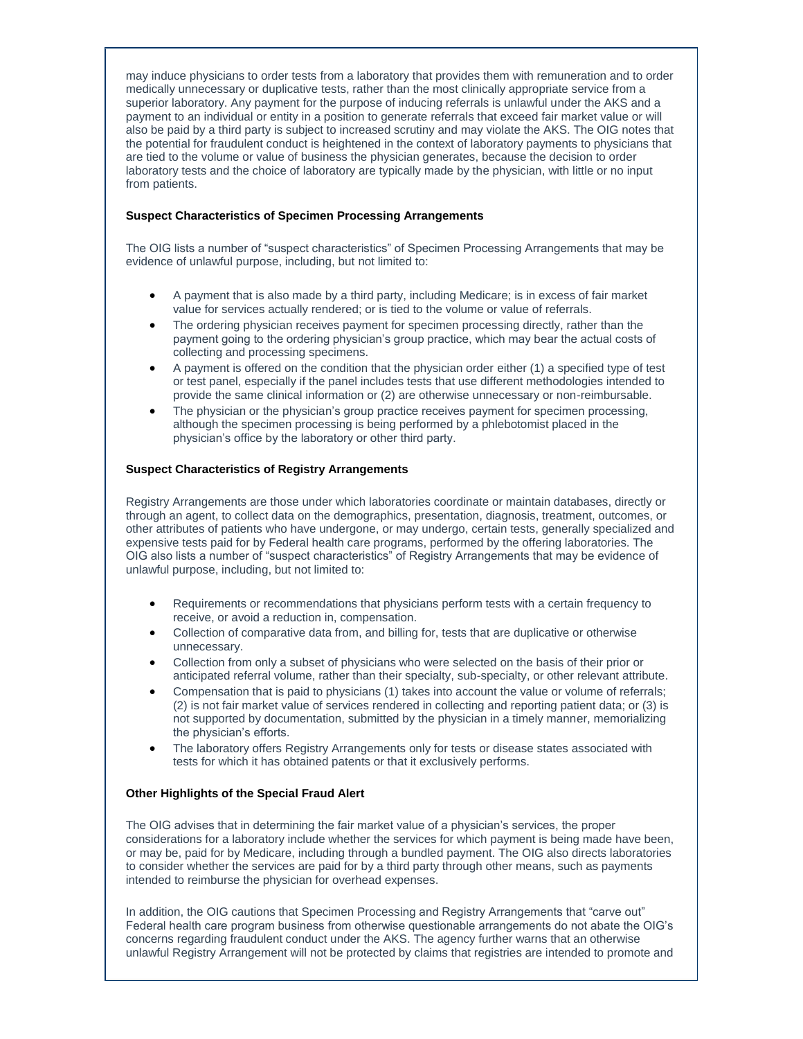may induce physicians to order tests from a laboratory that provides them with remuneration and to order medically unnecessary or duplicative tests, rather than the most clinically appropriate service from a superior laboratory. Any payment for the purpose of inducing referrals is unlawful under the AKS and a payment to an individual or entity in a position to generate referrals that exceed fair market value or will also be paid by a third party is subject to increased scrutiny and may violate the AKS. The OIG notes that the potential for fraudulent conduct is heightened in the context of laboratory payments to physicians that are tied to the volume or value of business the physician generates, because the decision to order laboratory tests and the choice of laboratory are typically made by the physician, with little or no input from patients.

**Suspect Characteristics of Specimen Processing Arrangements**

The OIG lists a number of "suspect characteristics" of Specimen Processing Arrangements that may be evidence of unlawful purpose, including, but not limited to:

- A payment that is also made by a third party, including Medicare; is in excess of fair market value for services actually rendered; or is tied to the volume or value of referrals.
- The ordering physician receives payment for specimen processing directly, rather than the payment going to the ordering physician's group practice, which may bear the actual costs of collecting and processing specimens.
- A payment is offered on the condition that the physician order either (1) a specified type of test or test panel, especially if the panel includes tests that use different methodologies intended to provide the same clinical information or (2) are otherwise unnecessary or non-reimbursable.
- The physician or the physician's group practice receives payment for specimen processing, although the specimen processing is being performed by a phlebotomist placed in the physician's office by the laboratory or other third party.

**Suspect Characteristics of Registry Arrangements**

Registry Arrangements are those under which laboratories coordinate or maintain databases, directly or through an agent, to collect data on the demographics, presentation, diagnosis, treatment, outcomes, or other attributes of patients who have undergone, or may undergo, certain tests, generally specialized and expensive tests paid for by Federal health care programs, performed by the offering laboratories. The OIG also lists a number of "suspect characteristics" of Registry Arrangements that may be evidence of unlawful purpose, including, but not limited to:

- Requirements or recommendations that physicians perform tests with a certain frequency to receive, or avoid a reduction in, compensation.
- Collection of comparative data from, and billing for, tests that are duplicative or otherwise unnecessary.
- Collection from only a subset of physicians who were selected on the basis of their prior or anticipated referral volume, rather than their specialty, sub-specialty, or other relevant attribute.
- Compensation that is paid to physicians (1) takes into account the value or volume of referrals; (2) is not fair market value of services rendered in collecting and reporting patient data; or (3) is not supported by documentation, submitted by the physician in a timely manner, memorializing the physician's efforts.
- The laboratory offers Registry Arrangements only for tests or disease states associated with tests for which it has obtained patents or that it exclusively performs.

**Other Highlights of the Special Fraud Alert**

The OIG advises that in determining the fair market value of a physician's services, the proper considerations for a laboratory include whether the services for which payment is being made have been, or may be, paid for by Medicare, including through a bundled payment. The OIG also directs laboratories to consider whether the services are paid for by a third party through other means, such as payments intended to reimburse the physician for overhead expenses.

In addition, the OIG cautions that Specimen Processing and Registry Arrangements that "carve out" Federal health care program business from otherwise questionable arrangements do not abate the OIG's concerns regarding fraudulent conduct under the AKS. The agency further warns that an otherwise unlawful Registry Arrangement will not be protected by claims that registries are intended to promote and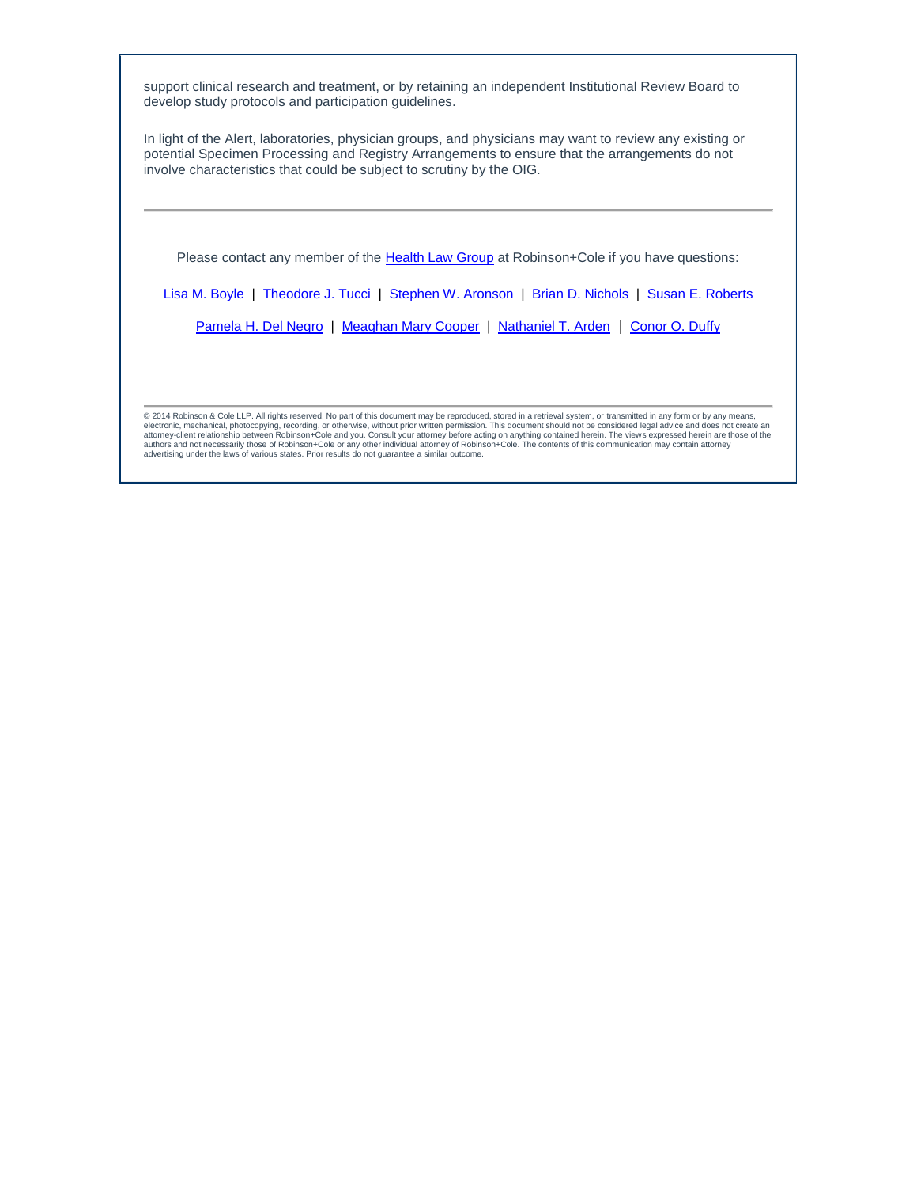support clinical research and treatment, or by retaining an independent Institutional Review Board to develop study protocols and participation guidelines.

In light of the Alert, laboratories, physician groups, and physicians may want to review any existing or potential Specimen Processing and Registry Arrangements to ensure that the arrangements do not involve characteristics that could be subject to scrutiny by the OIG.

---

Please contact any member of the Health Law Group at Robinson+Cole if you have questions:

Lisa M. Boyle | Theodore J. Tucci | Stephen W. Aronson | Brian D. Nichols | Susan E. Roberts

Pamela H. Del Negro | Meaghan Mary Cooper | Nathaniel T. Arden | Conor O. Duffy

---

© 2014 Robinson & Cole LLP. All rights reserved. No part of this document may be reproduced, stored in a retrieval system, or transmitted in any form or by any means, electronic, mechanical, photocopying, recording, or otherwise, without prior written permission. This document should not be considered legal advice and does not create an attorney-client relationship between Robinson+Cole and you. Consult your attorney before acting on anything contained herein. The views expressed herein are those of the authors and not necessarily those of Robinson+Cole or any other individual attorney of Robinson+Cole. The contents of this communication may contain attorney advertising under the laws of various states. Prior results do not guarantee a similar outcome.